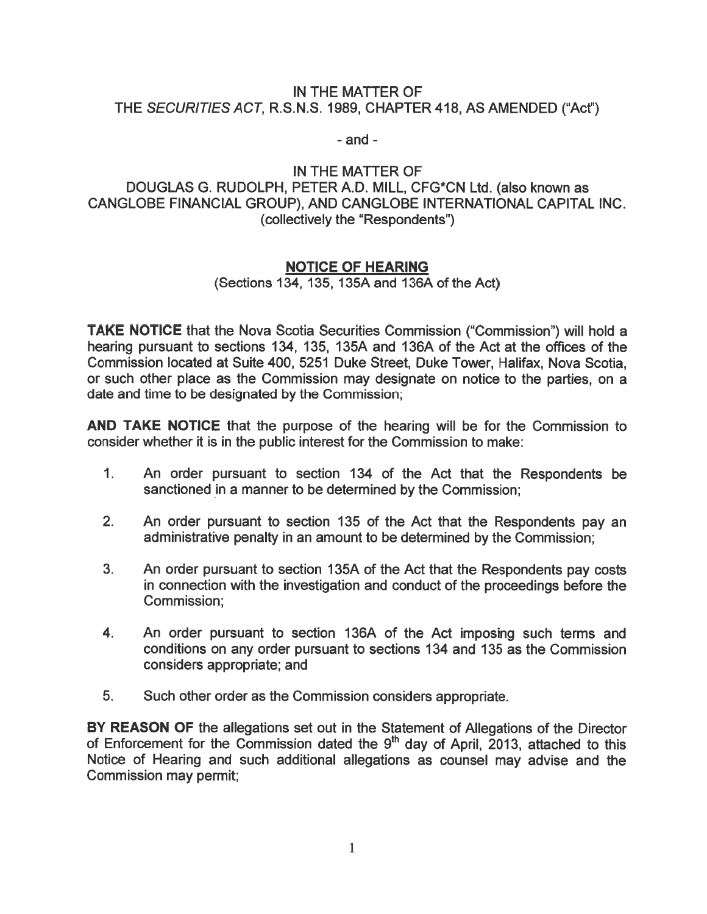IN THE MATTER OF
THE *SECURITIES ACT*, R.S.N.S. 1989, CHAPTER 418, AS AMENDED ("Act")

- and -

IN THE MATTER OF
DOUGLAS G. RUDOLPH, PETER A.D. MILL, CFG*CN Ltd. (also known as CANGLOBE FINANCIAL GROUP), AND CANGLOBE INTERNATIONAL CAPITAL INC. (collectively the "Respondents")

## NOTICE OF HEARING

(Sections 134, 135, 135A and 136A of the Act)

**TAKE NOTICE** that the Nova Scotia Securities Commission ("Commission") will hold a hearing pursuant to sections 134, 135, 135A and 136A of the Act at the offices of the Commission located at Suite 400, 5251 Duke Street, Duke Tower, Halifax, Nova Scotia, or such other place as the Commission may designate on notice to the parties, on a date and time to be designated by the Commission;

**AND TAKE NOTICE** that the purpose of the hearing will be for the Commission to consider whether it is in the public interest for the Commission to make:

1. An order pursuant to section 134 of the Act that the Respondents be sanctioned in a manner to be determined by the Commission;
2. An order pursuant to section 135 of the Act that the Respondents pay an administrative penalty in an amount to be determined by the Commission;
3. An order pursuant to section 135A of the Act that the Respondents pay costs in connection with the investigation and conduct of the proceedings before the Commission;
4. An order pursuant to section 136A of the Act imposing such terms and conditions on any order pursuant to sections 134 and 135 as the Commission considers appropriate; and
5. Such other order as the Commission considers appropriate.

**BY REASON OF** the allegations set out in the Statement of Allegations of the Director of Enforcement for the Commission dated the 9th day of April, 2013, attached to this Notice of Hearing and such additional allegations as counsel may advise and the Commission may permit;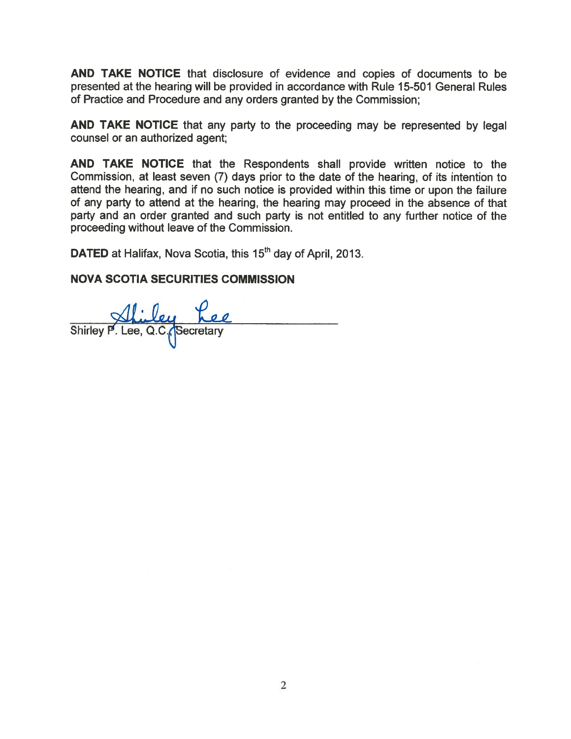**AND TAKE NOTICE** that disclosure of evidence and copies of documents to be presented at the hearing will be provided in accordance with Rule 15-501 General Rules of Practice and Procedure and any orders granted by the Commission;

**AND TAKE NOTICE** that any party to the proceeding may be represented by legal counsel or an authorized agent;

**AND TAKE NOTICE** that the Respondents shall provide written notice to the Commission, at least seven (7) days prior to the date of the hearing, of its intention to attend the hearing, and if no such notice is provided within this time or upon the failure of any party to attend at the hearing, the hearing may proceed in the absence of that party and an order granted and such party is not entitled to any further notice of the proceeding without leave of the Commission.

**DATED** at Halifax, Nova Scotia, this 15th day of April, 2013.

**NOVA SCOTIA SECURITIES COMMISSION**

Shirley Lee

Shirley P. Lee, Q.C., Secretary